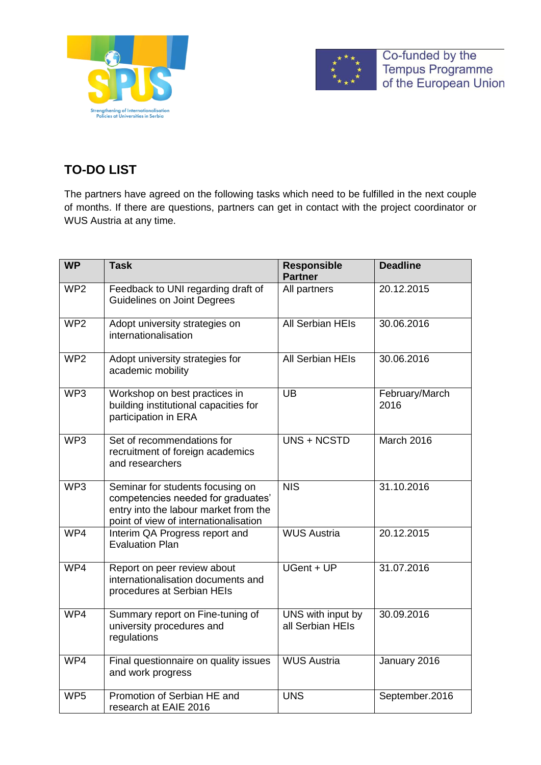Co-funded by the Tempus Programme of the European Union

## TO-DO LIST

The partners have agreed on the following tasks which need to be fulfilled in the next couple of months. If there are questions, partners can get in contact with the project coordinator or WUS Austria at any time.

| WP | Task | Responsible Partner | Deadline |
|---|---|---|---|
| WP2 | Feedback to UNI regarding draft of Guidelines on Joint Degrees | All partners | 20.12.2015 |
| WP2 | Adopt university strategies on internationalisation | All Serbian HEIs | 30.06.2016 |
| WP2 | Adopt university strategies for academic mobility | All Serbian HEIs | 30.06.2016 |
| WP3 | Workshop on best practices in building institutional capacities for participation in ERA | UB | February/March 2016 |
| WP3 | Set of recommendations for recruitment of foreign academics and researchers | UNS + NCSTD | March 2016 |
| WP3 | Seminar for students focusing on competencies needed for graduates' entry into the labour market from the point of view of internationalisation | NIS | 31.10.2016 |
| WP4 | Interim QA Progress report and Evaluation Plan | WUS Austria | 20.12.2015 |
| WP4 | Report on peer review about internationalisation documents and procedures at Serbian HEIs | UGent + UP | 31.07.2016 |
| WP4 | Summary report on Fine-tuning of university procedures and regulations | UNS with input by all Serbian HEIs | 30.09.2016 |
| WP4 | Final questionnaire on quality issues and work progress | WUS Austria | January 2016 |
| WP5 | Promotion of Serbian HE and research at EAIE 2016 | UNS | September.2016 |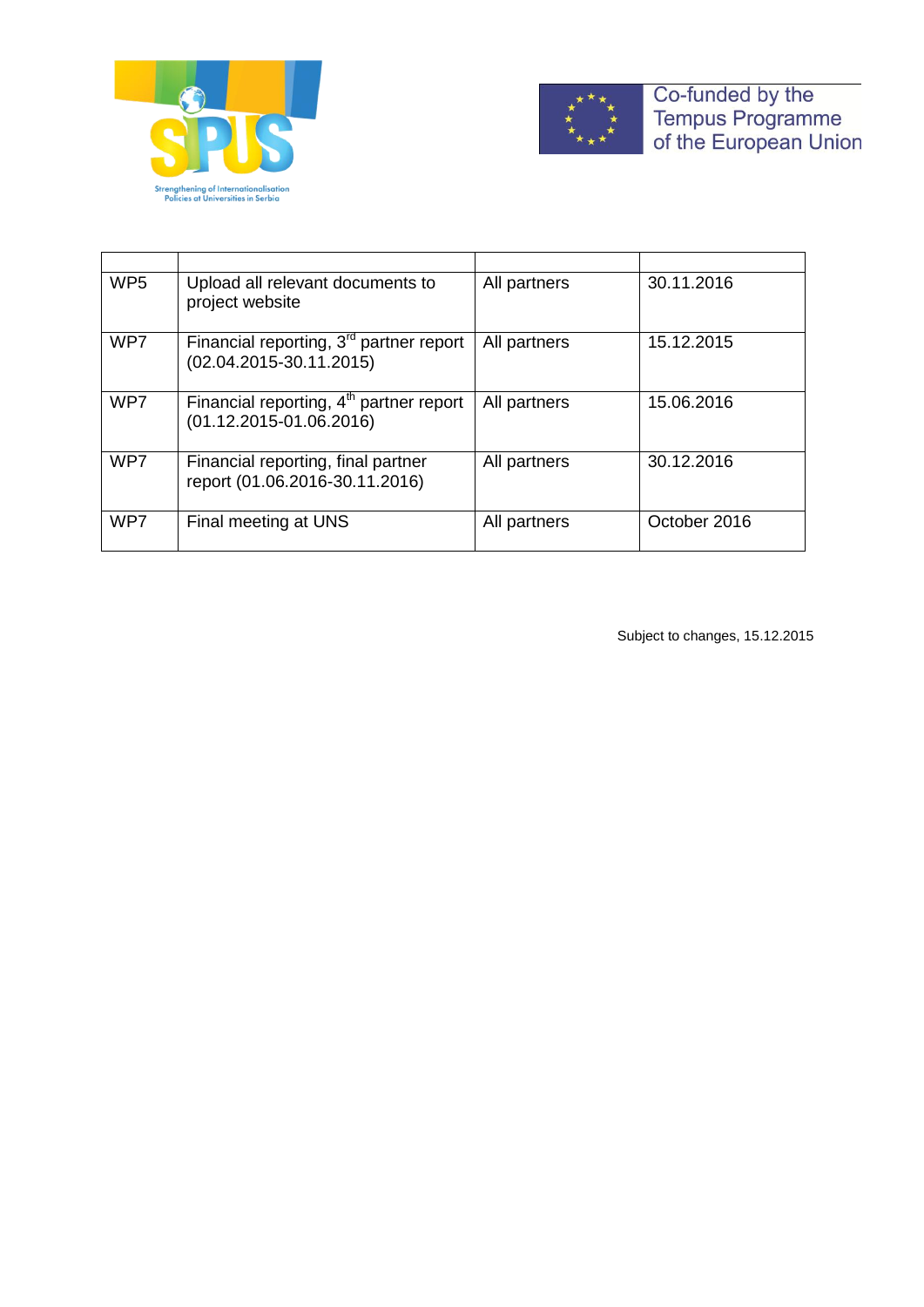| | | | |
|---|---|---|---|
| WP5 | Upload all relevant documents to project website | All partners | 30.11.2016 |
| WP7 | Financial reporting, 3rd partner report (02.04.2015-30.11.2015) | All partners | 15.12.2015 |
| WP7 | Financial reporting, 4th partner report (01.12.2015-01.06.2016) | All partners | 15.06.2016 |
| WP7 | Financial reporting, final partner report (01.06.2016-30.11.2016) | All partners | 30.12.2016 |
| WP7 | Final meeting at UNS | All partners | October 2016 |

Subject to changes, 15.12.2015